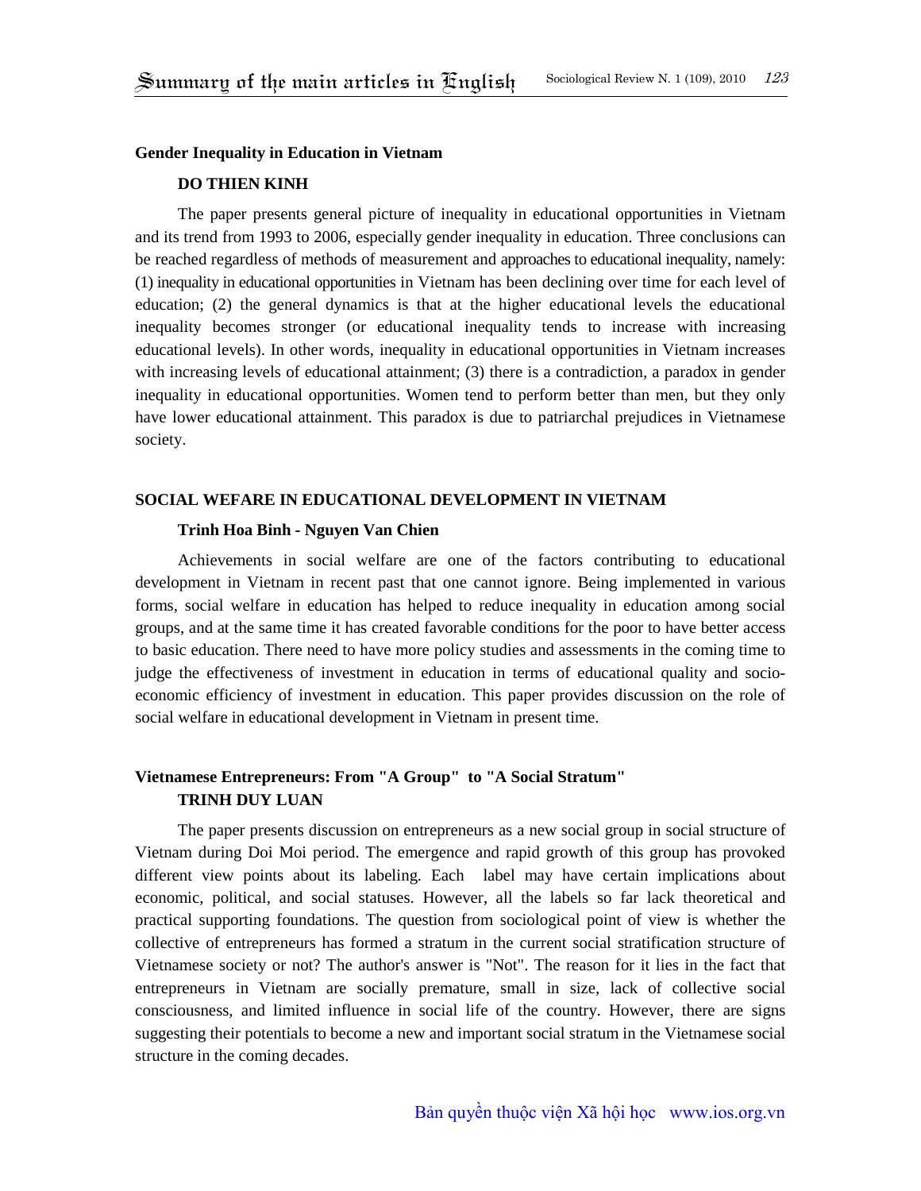## Gender Inequality in Education in Vietnam

**DO THIEN KINH**

The paper presents general picture of inequality in educational opportunities in Vietnam and its trend from 1993 to 2006, especially gender inequality in education. Three conclusions can be reached regardless of methods of measurement and approaches to educational inequality, namely: (1) inequality in educational opportunities in Vietnam has been declining over time for each level of education; (2) the general dynamics is that at the higher educational levels the educational inequality becomes stronger (or educational inequality tends to increase with increasing educational levels). In other words, inequality in educational opportunities in Vietnam increases with increasing levels of educational attainment; (3) there is a contradiction, a paradox in gender inequality in educational opportunities. Women tend to perform better than men, but they only have lower educational attainment. This paradox is due to patriarchal prejudices in Vietnamese society.

## SOCIAL WEFARE IN EDUCATIONAL DEVELOPMENT IN VIETNAM

**Trinh Hoa Binh - Nguyen Van Chien**

Achievements in social welfare are one of the factors contributing to educational development in Vietnam in recent past that one cannot ignore. Being implemented in various forms, social welfare in education has helped to reduce inequality in education among social groups, and at the same time it has created favorable conditions for the poor to have better access to basic education. There need to have more policy studies and assessments in the coming time to judge the effectiveness of investment in education in terms of educational quality and socio-economic efficiency of investment in education. This paper provides discussion on the role of social welfare in educational development in Vietnam in present time.

## Vietnamese Entrepreneurs: From "A Group" to "A Social Stratum"

**TRINH DUY LUAN**

The paper presents discussion on entrepreneurs as a new social group in social structure of Vietnam during Doi Moi period. The emergence and rapid growth of this group has provoked different view points about its labeling. Each label may have certain implications about economic, political, and social statuses. However, all the labels so far lack theoretical and practical supporting foundations. The question from sociological point of view is whether the collective of entrepreneurs has formed a stratum in the current social stratification structure of Vietnamese society or not? The author's answer is "Not". The reason for it lies in the fact that entrepreneurs in Vietnam are socially premature, small in size, lack of collective social consciousness, and limited influence in social life of the country. However, there are signs suggesting their potentials to become a new and important social stratum in the Vietnamese social structure in the coming decades.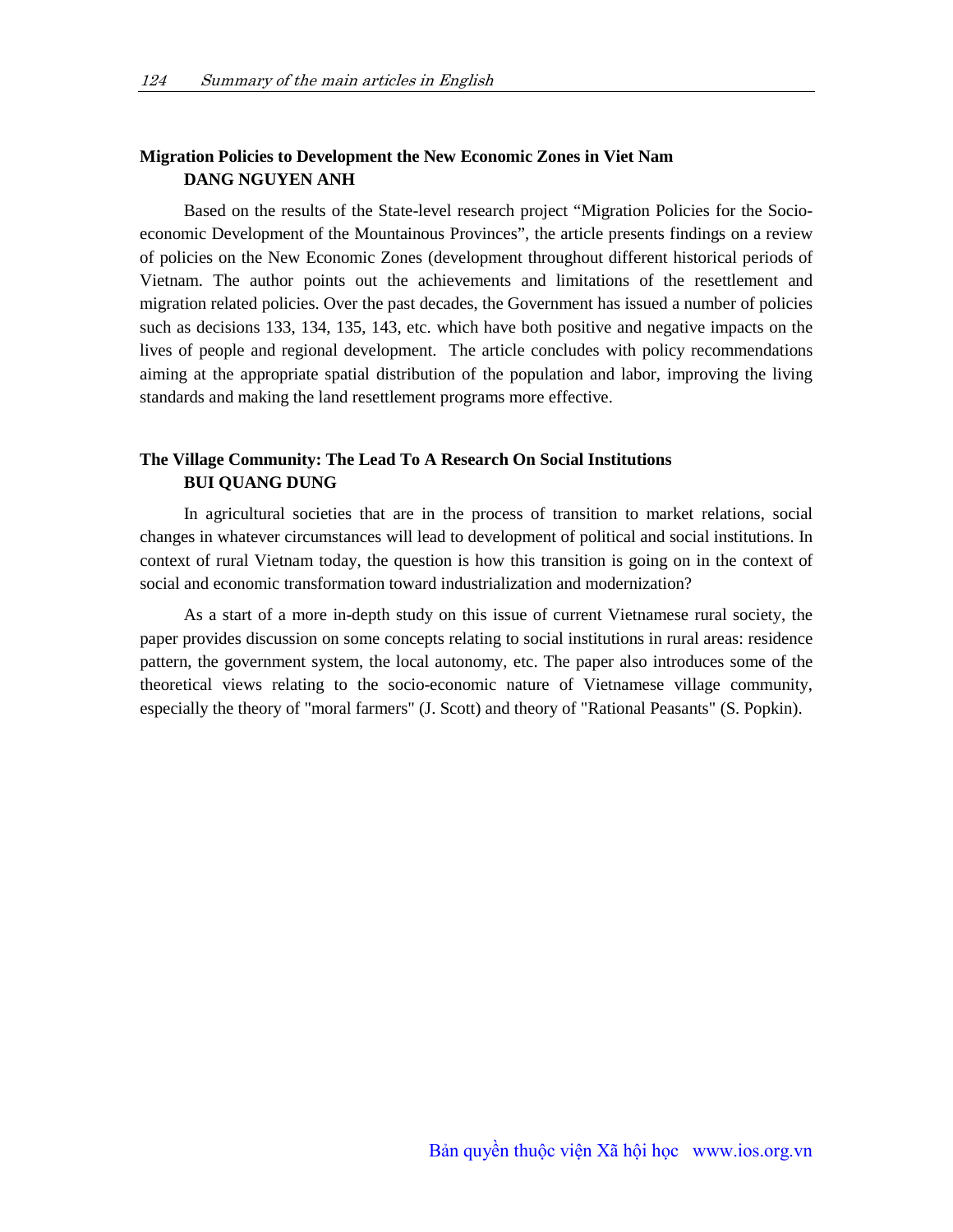**Migration Policies to Development the New Economic Zones in Viet Nam**
**DANG NGUYEN ANH**

Based on the results of the State-level research project “Migration Policies for the Socio-economic Development of the Mountainous Provinces”, the article presents findings on a review of policies on the New Economic Zones (development throughout different historical periods of Vietnam. The author points out the achievements and limitations of the resettlement and migration related policies. Over the past decades, the Government has issued a number of policies such as decisions 133, 134, 135, 143, etc. which have both positive and negative impacts on the lives of people and regional development. The article concludes with policy recommendations aiming at the appropriate spatial distribution of the population and labor, improving the living standards and making the land resettlement programs more effective.

**The Village Community: The Lead To A Research On Social Institutions**
**BUI QUANG DUNG**

In agricultural societies that are in the process of transition to market relations, social changes in whatever circumstances will lead to development of political and social institutions. In context of rural Vietnam today, the question is how this transition is going on in the context of social and economic transformation toward industrialization and modernization?

As a start of a more in-depth study on this issue of current Vietnamese rural society, the paper provides discussion on some concepts relating to social institutions in rural areas: residence pattern, the government system, the local autonomy, etc. The paper also introduces some of the theoretical views relating to the socio-economic nature of Vietnamese village community, especially the theory of "moral farmers" (J. Scott) and theory of "Rational Peasants" (S. Popkin).